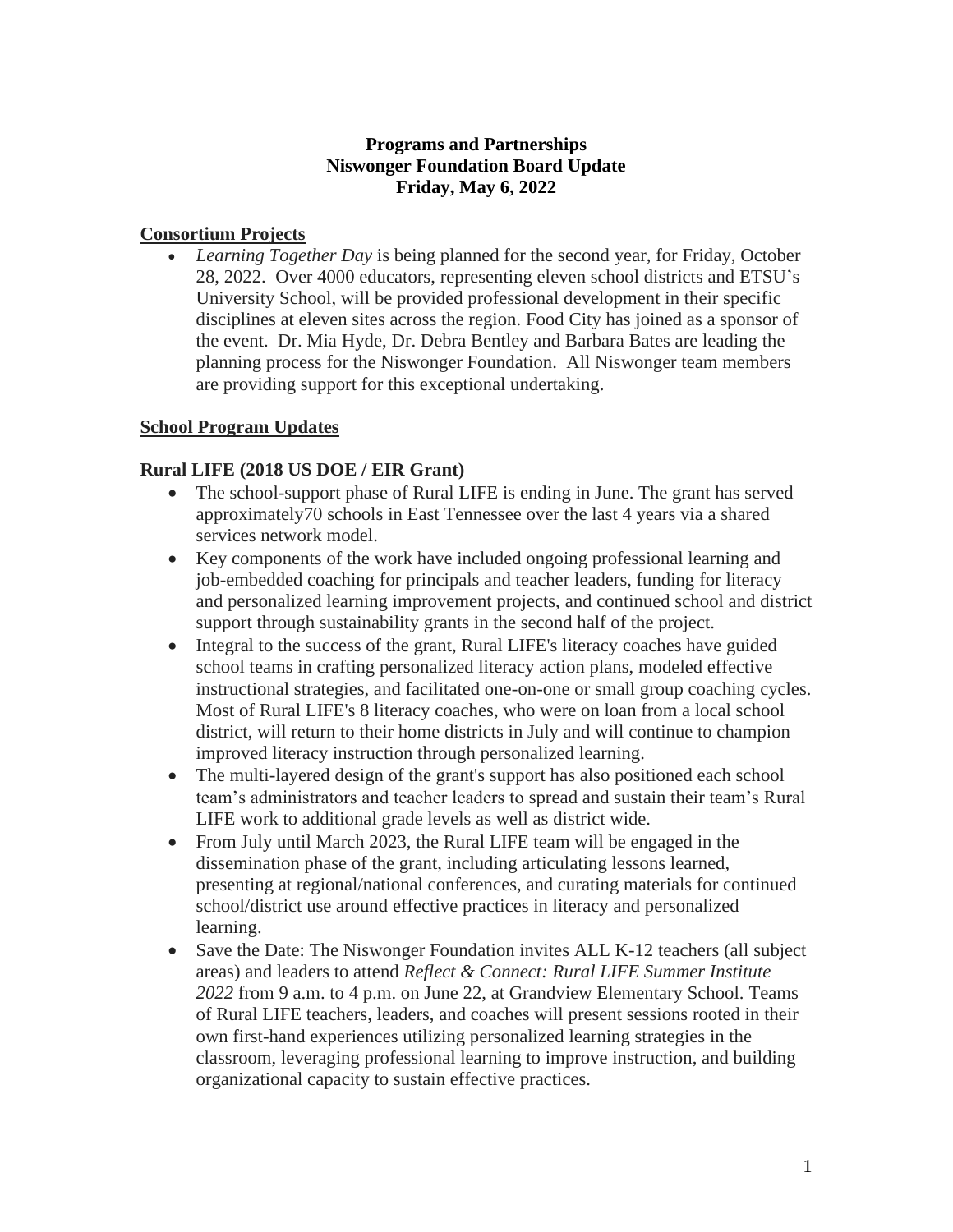**Programs and Partnerships**
**Niswonger Foundation Board Update**
**Friday, May 6, 2022**

## Consortium Projects

- *Learning Together Day* is being planned for the second year, for Friday, October 28, 2022. Over 4000 educators, representing eleven school districts and ETSU's University School, will be provided professional development in their specific disciplines at eleven sites across the region. Food City has joined as a sponsor of the event. Dr. Mia Hyde, Dr. Debra Bentley and Barbara Bates are leading the planning process for the Niswonger Foundation. All Niswonger team members are providing support for this exceptional undertaking.

## School Program Updates

### Rural LIFE (2018 US DOE / EIR Grant)

- The school-support phase of Rural LIFE is ending in June. The grant has served approximately70 schools in East Tennessee over the last 4 years via a shared services network model.
- Key components of the work have included ongoing professional learning and job-embedded coaching for principals and teacher leaders, funding for literacy and personalized learning improvement projects, and continued school and district support through sustainability grants in the second half of the project.
- Integral to the success of the grant, Rural LIFE's literacy coaches have guided school teams in crafting personalized literacy action plans, modeled effective instructional strategies, and facilitated one-on-one or small group coaching cycles. Most of Rural LIFE's 8 literacy coaches, who were on loan from a local school district, will return to their home districts in July and will continue to champion improved literacy instruction through personalized learning.
- The multi-layered design of the grant's support has also positioned each school team's administrators and teacher leaders to spread and sustain their team's Rural LIFE work to additional grade levels as well as district wide.
- From July until March 2023, the Rural LIFE team will be engaged in the dissemination phase of the grant, including articulating lessons learned, presenting at regional/national conferences, and curating materials for continued school/district use around effective practices in literacy and personalized learning.
- Save the Date: The Niswonger Foundation invites ALL K-12 teachers (all subject areas) and leaders to attend *Reflect & Connect: Rural LIFE Summer Institute 2022* from 9 a.m. to 4 p.m. on June 22, at Grandview Elementary School. Teams of Rural LIFE teachers, leaders, and coaches will present sessions rooted in their own first-hand experiences utilizing personalized learning strategies in the classroom, leveraging professional learning to improve instruction, and building organizational capacity to sustain effective practices.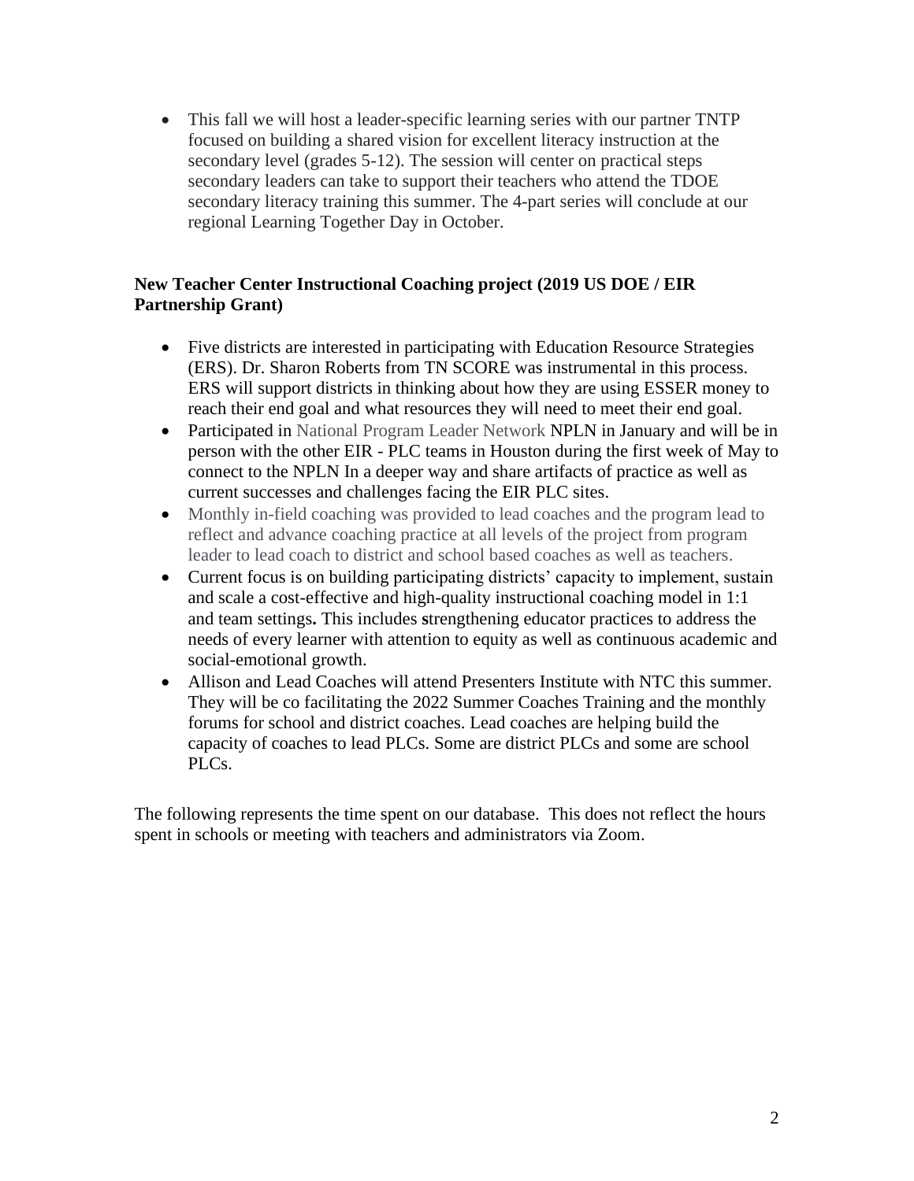- This fall we will host a leader-specific learning series with our partner TNTP focused on building a shared vision for excellent literacy instruction at the secondary level (grades 5-12). The session will center on practical steps secondary leaders can take to support their teachers who attend the TDOE secondary literacy training this summer. The 4-part series will conclude at our regional Learning Together Day in October.

**New Teacher Center Instructional Coaching project (2019 US DOE / EIR Partnership Grant)**

- Five districts are interested in participating with Education Resource Strategies (ERS). Dr. Sharon Roberts from TN SCORE was instrumental in this process. ERS will support districts in thinking about how they are using ESSER money to reach their end goal and what resources they will need to meet their end goal.
- Participated in National Program Leader Network NPLN in January and will be in person with the other EIR - PLC teams in Houston during the first week of May to connect to the NPLN In a deeper way and share artifacts of practice as well as current successes and challenges facing the EIR PLC sites.
- Monthly in-field coaching was provided to lead coaches and the program lead to reflect and advance coaching practice at all levels of the project from program leader to lead coach to district and school based coaches as well as teachers.
- Current focus is on building participating districts' capacity to implement, sustain and scale a cost-effective and high-quality instructional coaching model in 1:1 and team settings**.** This includes **s**trengthening educator practices to address the needs of every learner with attention to equity as well as continuous academic and social-emotional growth.
- Allison and Lead Coaches will attend Presenters Institute with NTC this summer. They will be co facilitating the 2022 Summer Coaches Training and the monthly forums for school and district coaches. Lead coaches are helping build the capacity of coaches to lead PLCs. Some are district PLCs and some are school PLCs.

The following represents the time spent on our database. This does not reflect the hours spent in schools or meeting with teachers and administrators via Zoom.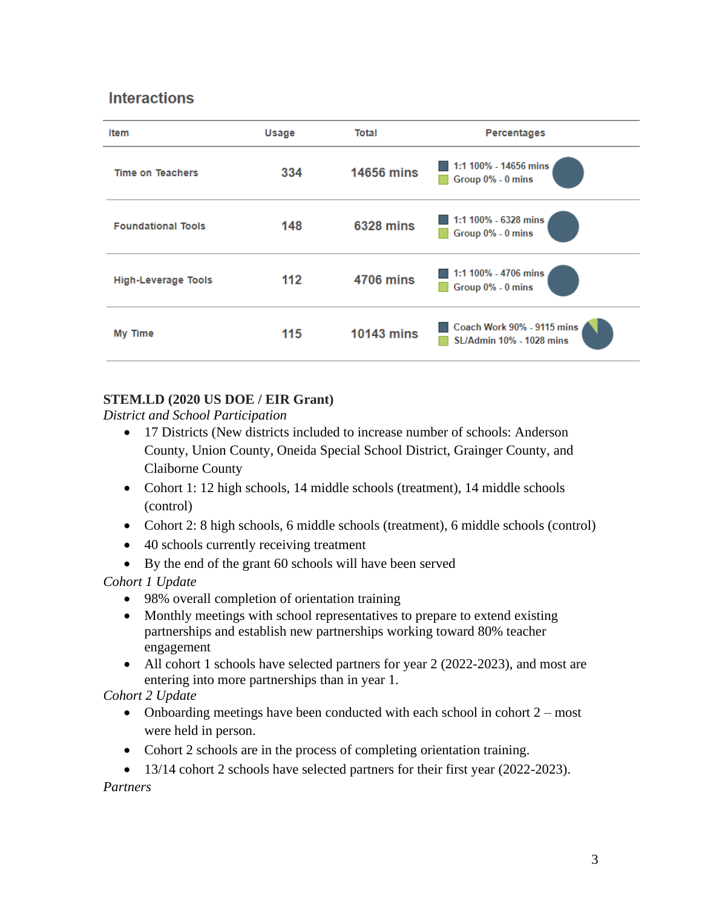## Interactions

| Item | Usage | Total | Percentages |
|---|---|---|---|
| Time on Teachers | 334 | 14656 mins | 1:1 100% - 14656 mins<br>Group 0% - 0 mins |
| Foundational Tools | 148 | 6328 mins | 1:1 100% - 6328 mins<br>Group 0% - 0 mins |
| High-Leverage Tools | 112 | 4706 mins | 1:1 100% - 4706 mins<br>Group 0% - 0 mins |
| My Time | 115 | 10143 mins | Coach Work 90% - 9115 mins<br>SL/Admin 10% - 1028 mins |

**STEM.LD (2020 US DOE / EIR Grant)**

*District and School Participation*

- 17 Districts (New districts included to increase number of schools: Anderson County, Union County, Oneida Special School District, Grainger County, and Claiborne County
- Cohort 1: 12 high schools, 14 middle schools (treatment), 14 middle schools (control)
- Cohort 2: 8 high schools, 6 middle schools (treatment), 6 middle schools (control)
- 40 schools currently receiving treatment
- By the end of the grant 60 schools will have been served

*Cohort 1 Update*

- 98% overall completion of orientation training
- Monthly meetings with school representatives to prepare to extend existing partnerships and establish new partnerships working toward 80% teacher engagement
- All cohort 1 schools have selected partners for year 2 (2022-2023), and most are entering into more partnerships than in year 1.

*Cohort 2 Update*

- Onboarding meetings have been conducted with each school in cohort 2 – most were held in person.
- Cohort 2 schools are in the process of completing orientation training.
- 13/14 cohort 2 schools have selected partners for their first year (2022-2023).

*Partners*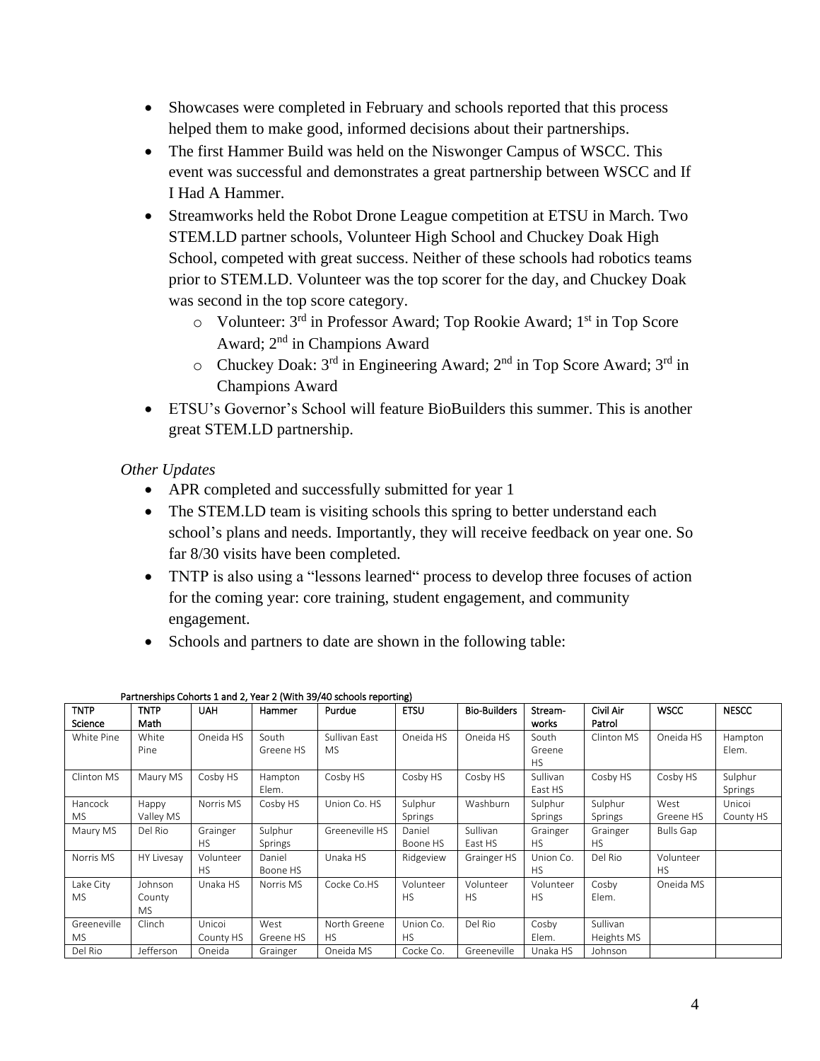- Showcases were completed in February and schools reported that this process helped them to make good, informed decisions about their partnerships.
- The first Hammer Build was held on the Niswonger Campus of WSCC. This event was successful and demonstrates a great partnership between WSCC and If I Had A Hammer.
- Streamworks held the Robot Drone League competition at ETSU in March. Two STEM.LD partner schools, Volunteer High School and Chuckey Doak High School, competed with great success. Neither of these schools had robotics teams prior to STEM.LD. Volunteer was the top scorer for the day, and Chuckey Doak was second in the top score category.
  - Volunteer: 3rd in Professor Award; Top Rookie Award; 1st in Top Score Award; 2nd in Champions Award
  - Chuckey Doak: 3rd in Engineering Award; 2nd in Top Score Award; 3rd in Champions Award
- ETSU's Governor's School will feature BioBuilders this summer. This is another great STEM.LD partnership.

*Other Updates*

- APR completed and successfully submitted for year 1
- The STEM.LD team is visiting schools this spring to better understand each school's plans and needs. Importantly, they will receive feedback on year one. So far 8/30 visits have been completed.
- TNTP is also using a "lessons learned" process to develop three focuses of action for the coming year: core training, student engagement, and community engagement.
- Schools and partners to date are shown in the following table:

**Partnerships Cohorts 1 and 2, Year 2 (With 39/40 schools reporting)**

| TNTP Science | TNTP Math | UAH | Hammer | Purdue | ETSU | Bio-Builders | Stream-works | Civil Air Patrol | WSCC | NESCC |
|---|---|---|---|---|---|---|---|---|---|---|
| White Pine | White Pine | Oneida HS | South Greene HS | Sullivan East MS | Oneida HS | Oneida HS | South Greene HS | Clinton MS | Oneida HS | Hampton Elem. |
| Clinton MS | Maury MS | Cosby HS | Hampton Elem. | Cosby HS | Cosby HS | Cosby HS | Sullivan East HS | Cosby HS | Cosby HS | Sulphur Springs |
| Hancock MS | Happy Valley MS | Norris MS | Cosby HS | Union Co. HS | Sulphur Springs | Washburn | Sulphur Springs | Sulphur Springs | West Greene HS | Unicoi County HS |
| Maury MS | Del Rio | Grainger HS | Sulphur Springs | Greeneville HS | Daniel Boone HS | Sullivan East HS | Grainger HS | Grainger HS | Bulls Gap | |
| Norris MS | HY Livesay | Volunteer HS | Daniel Boone HS | Unaka HS | Ridgeview | Grainger HS | Union Co. HS | Del Rio | Volunteer HS | |
| Lake City MS | Johnson County MS | Unaka HS | Norris MS | Cocke Co.HS | Volunteer HS | Volunteer HS | Volunteer HS | Cosby Elem. | Oneida MS | |
| Greeneville MS | Clinch | Unicoi County HS | West Greene HS | North Greene HS | Union Co. HS | Del Rio | Cosby Elem. | Sullivan Heights MS | | |
| Del Rio | Jefferson | Oneida | Grainger | Oneida MS | Cocke Co. | Greeneville | Unaka HS | Johnson | | |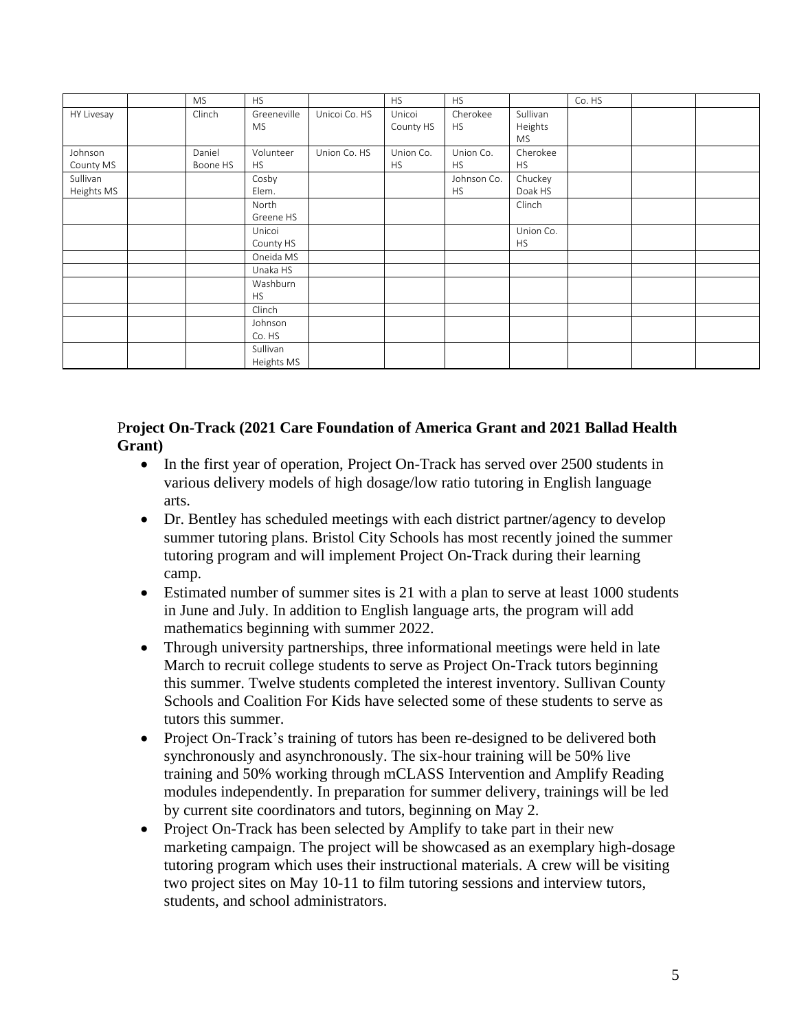|  |  | MS | HS |  | HS | HS |  | Co. HS |  |  |
|---|---|---|---|---|---|---|---|---|---|---|
| HY Livesay |  | Clinch | Greeneville MS | Unicoi Co. HS | Unicoi County HS | Cherokee HS | Sullivan Heights MS |  |  |  |
| Johnson County MS |  | Daniel Boone HS | Volunteer HS | Union Co. HS | Union Co. HS | Union Co. HS | Cherokee HS |  |  |  |
| Sullivan Heights MS |  |  | Cosby Elem. |  |  | Johnson Co. HS | Chuckey Doak HS |  |  |  |
|  |  |  | North Greene HS |  |  |  | Clinch |  |  |  |
|  |  |  | Unicoi County HS |  |  |  | Union Co. HS |  |  |  |
|  |  |  | Oneida MS |  |  |  |  |  |  |  |
|  |  |  | Unaka HS |  |  |  |  |  |  |  |
|  |  |  | Washburn HS |  |  |  |  |  |  |  |
|  |  |  | Clinch |  |  |  |  |  |  |  |
|  |  |  | Johnson Co. HS |  |  |  |  |  |  |  |
|  |  |  | Sullivan Heights MS |  |  |  |  |  |  |  |

**Project On-Track (2021 Care Foundation of America Grant and 2021 Ballad Health Grant)**

- In the first year of operation, Project On-Track has served over 2500 students in various delivery models of high dosage/low ratio tutoring in English language arts.
- Dr. Bentley has scheduled meetings with each district partner/agency to develop summer tutoring plans. Bristol City Schools has most recently joined the summer tutoring program and will implement Project On-Track during their learning camp.
- Estimated number of summer sites is 21 with a plan to serve at least 1000 students in June and July. In addition to English language arts, the program will add mathematics beginning with summer 2022.
- Through university partnerships, three informational meetings were held in late March to recruit college students to serve as Project On-Track tutors beginning this summer. Twelve students completed the interest inventory. Sullivan County Schools and Coalition For Kids have selected some of these students to serve as tutors this summer.
- Project On-Track's training of tutors has been re-designed to be delivered both synchronously and asynchronously. The six-hour training will be 50% live training and 50% working through mCLASS Intervention and Amplify Reading modules independently. In preparation for summer delivery, trainings will be led by current site coordinators and tutors, beginning on May 2.
- Project On-Track has been selected by Amplify to take part in their new marketing campaign. The project will be showcased as an exemplary high-dosage tutoring program which uses their instructional materials. A crew will be visiting two project sites on May 10-11 to film tutoring sessions and interview tutors, students, and school administrators.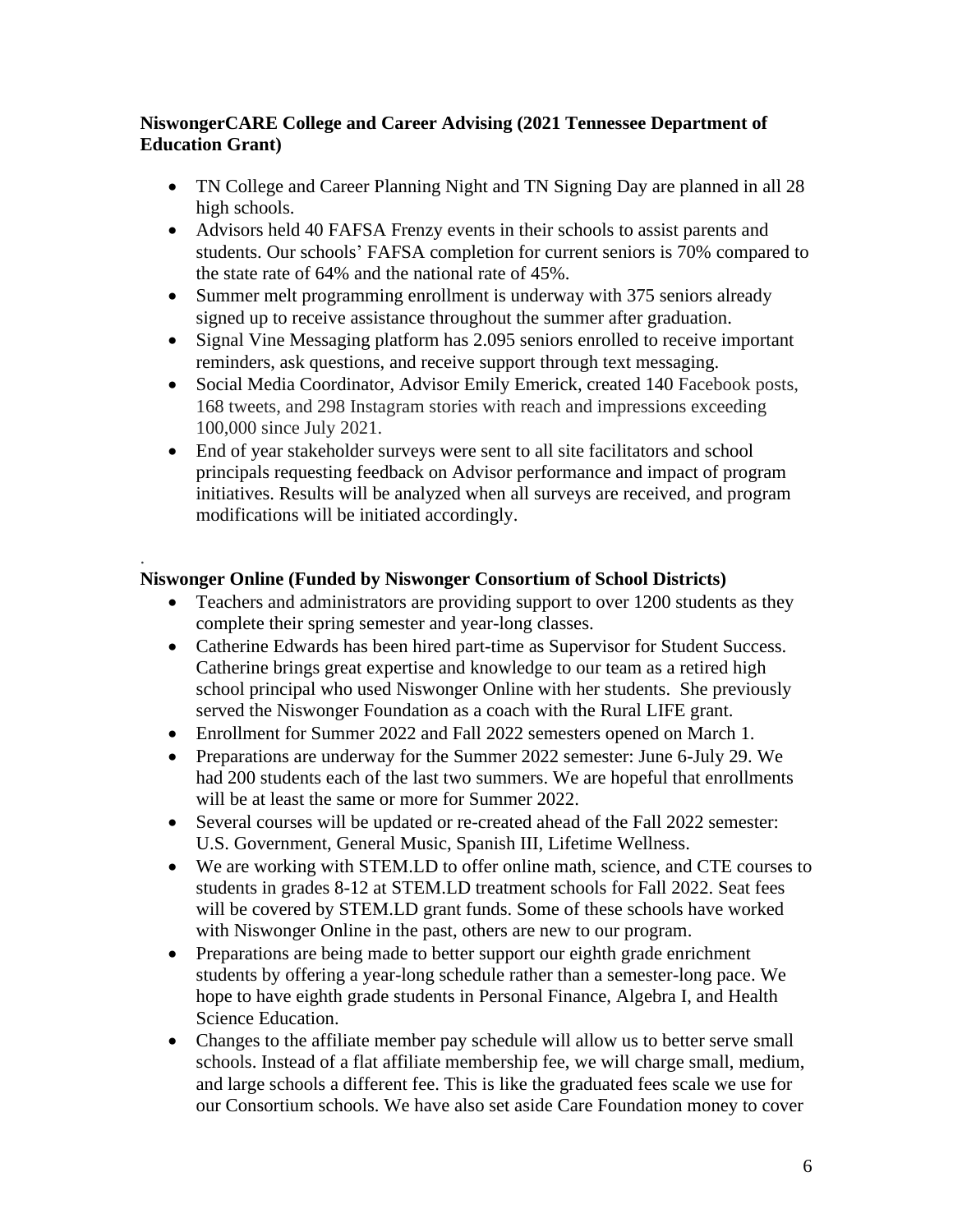**NiswongerCARE College and Career Advising (2021 Tennessee Department of Education Grant)**

- TN College and Career Planning Night and TN Signing Day are planned in all 28 high schools.
- Advisors held 40 FAFSA Frenzy events in their schools to assist parents and students. Our schools' FAFSA completion for current seniors is 70% compared to the state rate of 64% and the national rate of 45%.
- Summer melt programming enrollment is underway with 375 seniors already signed up to receive assistance throughout the summer after graduation.
- Signal Vine Messaging platform has 2.095 seniors enrolled to receive important reminders, ask questions, and receive support through text messaging.
- Social Media Coordinator, Advisor Emily Emerick, created 140 Facebook posts, 168 tweets, and 298 Instagram stories with reach and impressions exceeding 100,000 since July 2021.
- End of year stakeholder surveys were sent to all site facilitators and school principals requesting feedback on Advisor performance and impact of program initiatives. Results will be analyzed when all surveys are received, and program modifications will be initiated accordingly.

.

**Niswonger Online (Funded by Niswonger Consortium of School Districts)**

- Teachers and administrators are providing support to over 1200 students as they complete their spring semester and year-long classes.
- Catherine Edwards has been hired part-time as Supervisor for Student Success. Catherine brings great expertise and knowledge to our team as a retired high school principal who used Niswonger Online with her students. She previously served the Niswonger Foundation as a coach with the Rural LIFE grant.
- Enrollment for Summer 2022 and Fall 2022 semesters opened on March 1.
- Preparations are underway for the Summer 2022 semester: June 6-July 29. We had 200 students each of the last two summers. We are hopeful that enrollments will be at least the same or more for Summer 2022.
- Several courses will be updated or re-created ahead of the Fall 2022 semester: U.S. Government, General Music, Spanish III, Lifetime Wellness.
- We are working with STEM.LD to offer online math, science, and CTE courses to students in grades 8-12 at STEM.LD treatment schools for Fall 2022. Seat fees will be covered by STEM.LD grant funds. Some of these schools have worked with Niswonger Online in the past, others are new to our program.
- Preparations are being made to better support our eighth grade enrichment students by offering a year-long schedule rather than a semester-long pace. We hope to have eighth grade students in Personal Finance, Algebra I, and Health Science Education.
- Changes to the affiliate member pay schedule will allow us to better serve small schools. Instead of a flat affiliate membership fee, we will charge small, medium, and large schools a different fee. This is like the graduated fees scale we use for our Consortium schools. We have also set aside Care Foundation money to cover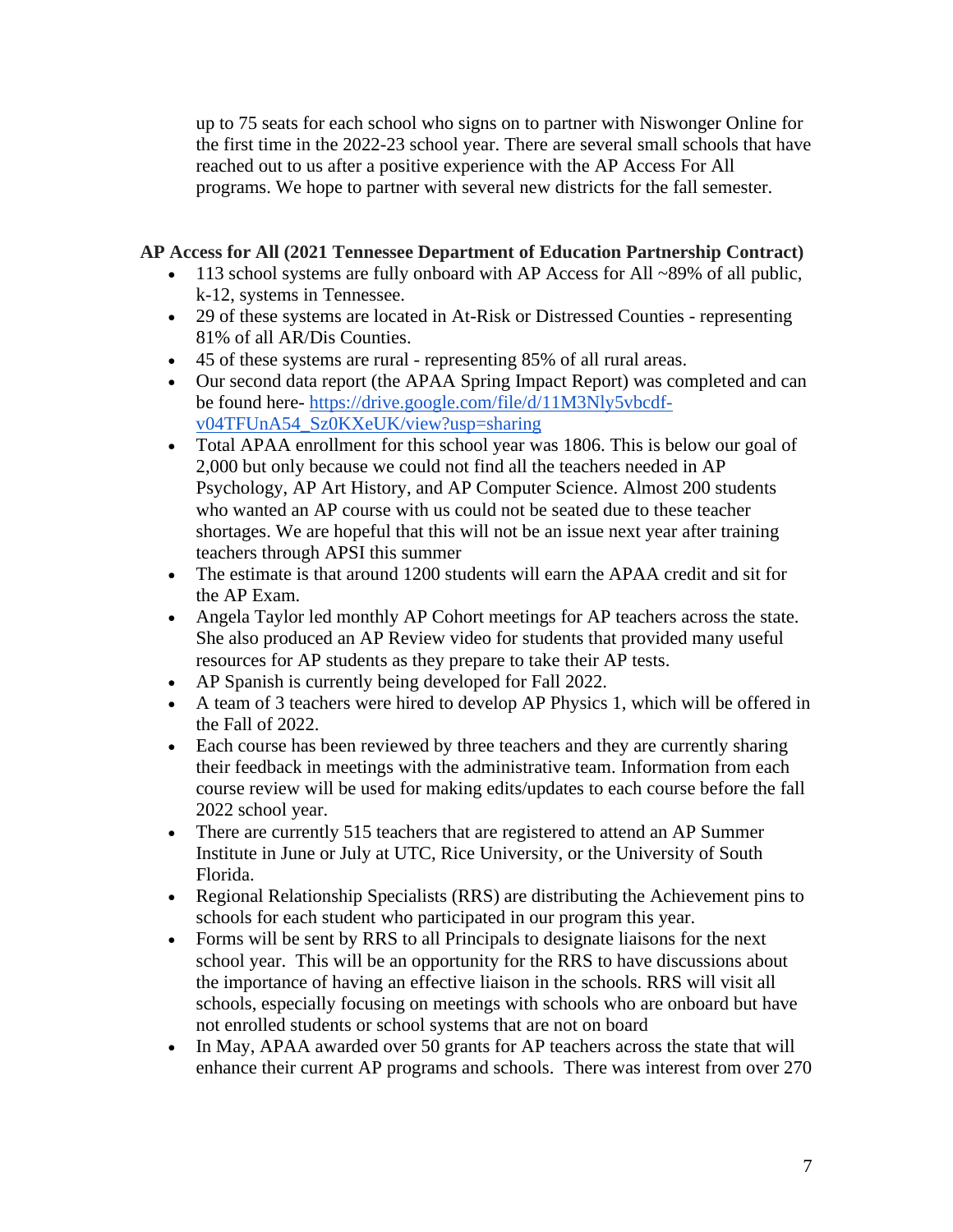up to 75 seats for each school who signs on to partner with Niswonger Online for the first time in the 2022-23 school year. There are several small schools that have reached out to us after a positive experience with the AP Access For All programs. We hope to partner with several new districts for the fall semester.

**AP Access for All (2021 Tennessee Department of Education Partnership Contract)**

- 113 school systems are fully onboard with AP Access for All ~89% of all public, k-12, systems in Tennessee.
- 29 of these systems are located in At-Risk or Distressed Counties - representing 81% of all AR/Dis Counties.
- 45 of these systems are rural - representing 85% of all rural areas.
- Our second data report (the APAA Spring Impact Report) was completed and can be found here- [https://drive.google.com/file/d/11M3Nly5vbcdf-v04TFUnA54_Sz0KXeUK/view?usp=sharing](https://drive.google.com/file/d/11M3Nly5vbcdf-v04TFUnA54_Sz0KXeUK/view?usp=sharing)
- Total APAA enrollment for this school year was 1806. This is below our goal of 2,000 but only because we could not find all the teachers needed in AP Psychology, AP Art History, and AP Computer Science. Almost 200 students who wanted an AP course with us could not be seated due to these teacher shortages. We are hopeful that this will not be an issue next year after training teachers through APSI this summer
- The estimate is that around 1200 students will earn the APAA credit and sit for the AP Exam.
- Angela Taylor led monthly AP Cohort meetings for AP teachers across the state. She also produced an AP Review video for students that provided many useful resources for AP students as they prepare to take their AP tests.
- AP Spanish is currently being developed for Fall 2022.
- A team of 3 teachers were hired to develop AP Physics 1, which will be offered in the Fall of 2022.
- Each course has been reviewed by three teachers and they are currently sharing their feedback in meetings with the administrative team. Information from each course review will be used for making edits/updates to each course before the fall 2022 school year.
- There are currently 515 teachers that are registered to attend an AP Summer Institute in June or July at UTC, Rice University, or the University of South Florida.
- Regional Relationship Specialists (RRS) are distributing the Achievement pins to schools for each student who participated in our program this year.
- Forms will be sent by RRS to all Principals to designate liaisons for the next school year. This will be an opportunity for the RRS to have discussions about the importance of having an effective liaison in the schools. RRS will visit all schools, especially focusing on meetings with schools who are onboard but have not enrolled students or school systems that are not on board
- In May, APAA awarded over 50 grants for AP teachers across the state that will enhance their current AP programs and schools. There was interest from over 270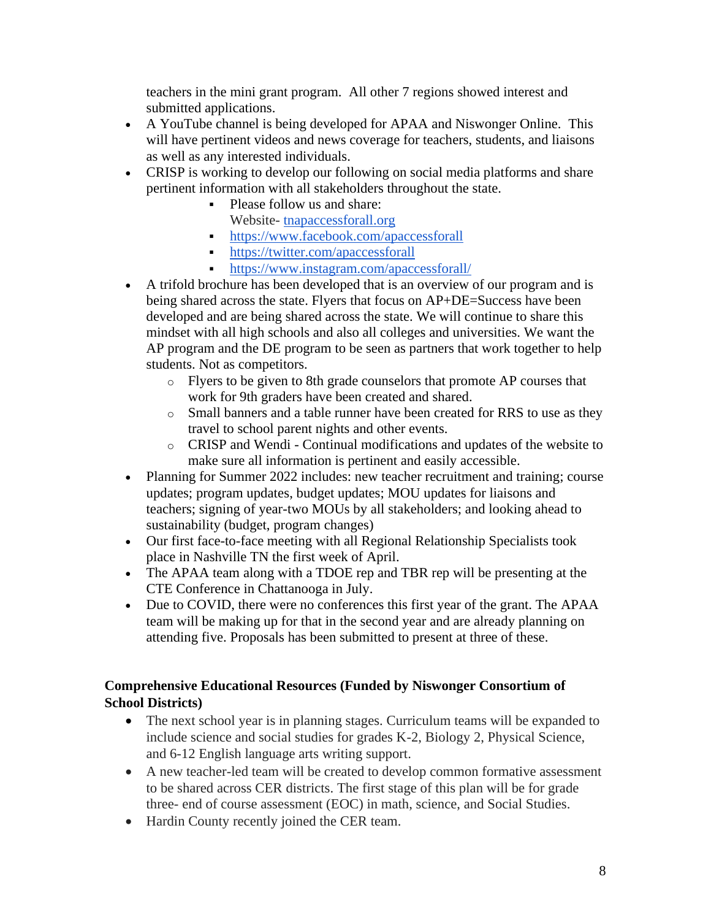teachers in the mini grant program. All other 7 regions showed interest and submitted applications.

- A YouTube channel is being developed for APAA and Niswonger Online. This will have pertinent videos and news coverage for teachers, students, and liaisons as well as any interested individuals.
- CRISP is working to develop our following on social media platforms and share pertinent information with all stakeholders throughout the state.
    - Please follow us and share:
      Website- tnapaccessforall.org
    - https://www.facebook.com/apaccessforall
    - https://twitter.com/apaccessforall
    - https://www.instagram.com/apaccessforall/
- A trifold brochure has been developed that is an overview of our program and is being shared across the state. Flyers that focus on AP+DE=Success have been developed and are being shared across the state. We will continue to share this mindset with all high schools and also all colleges and universities. We want the AP program and the DE program to be seen as partners that work together to help students. Not as competitors.
    - Flyers to be given to 8th grade counselors that promote AP courses that work for 9th graders have been created and shared.
    - Small banners and a table runner have been created for RRS to use as they travel to school parent nights and other events.
    - CRISP and Wendi - Continual modifications and updates of the website to make sure all information is pertinent and easily accessible.
- Planning for Summer 2022 includes: new teacher recruitment and training; course updates; program updates, budget updates; MOU updates for liaisons and teachers; signing of year-two MOUs by all stakeholders; and looking ahead to sustainability (budget, program changes)
- Our first face-to-face meeting with all Regional Relationship Specialists took place in Nashville TN the first week of April.
- The APAA team along with a TDOE rep and TBR rep will be presenting at the CTE Conference in Chattanooga in July.
- Due to COVID, there were no conferences this first year of the grant. The APAA team will be making up for that in the second year and are already planning on attending five. Proposals has been submitted to present at three of these.

**Comprehensive Educational Resources (Funded by Niswonger Consortium of School Districts)**

- The next school year is in planning stages. Curriculum teams will be expanded to include science and social studies for grades K-2, Biology 2, Physical Science, and 6-12 English language arts writing support.
- A new teacher-led team will be created to develop common formative assessment to be shared across CER districts. The first stage of this plan will be for grade three- end of course assessment (EOC) in math, science, and Social Studies.
- Hardin County recently joined the CER team.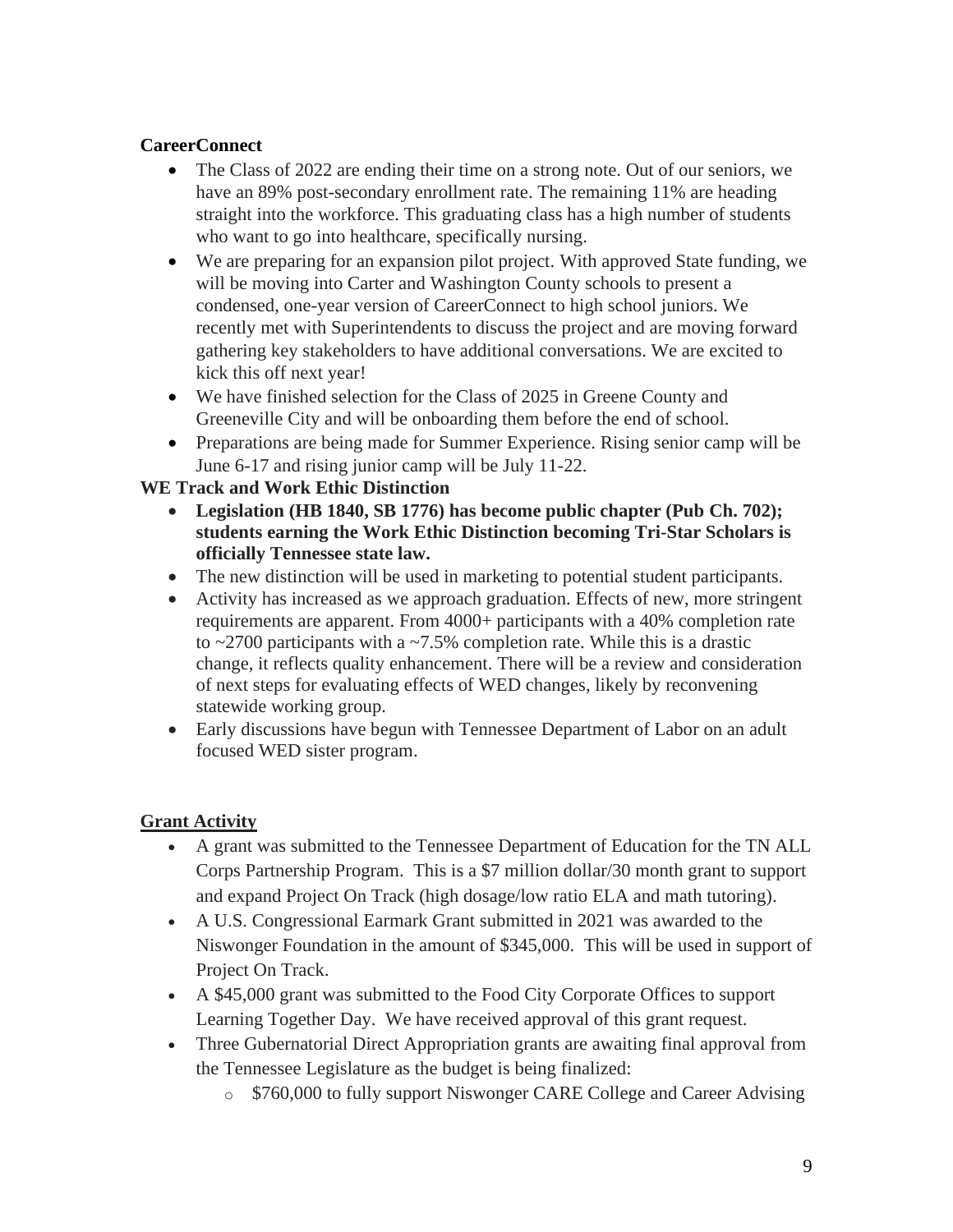**CareerConnect**

- The Class of 2022 are ending their time on a strong note. Out of our seniors, we have an 89% post-secondary enrollment rate. The remaining 11% are heading straight into the workforce. This graduating class has a high number of students who want to go into healthcare, specifically nursing.
- We are preparing for an expansion pilot project. With approved State funding, we will be moving into Carter and Washington County schools to present a condensed, one-year version of CareerConnect to high school juniors. We recently met with Superintendents to discuss the project and are moving forward gathering key stakeholders to have additional conversations. We are excited to kick this off next year!
- We have finished selection for the Class of 2025 in Greene County and Greeneville City and will be onboarding them before the end of school.
- Preparations are being made for Summer Experience. Rising senior camp will be June 6-17 and rising junior camp will be July 11-22.

**WE Track and Work Ethic Distinction**

- **Legislation (HB 1840, SB 1776) has become public chapter (Pub Ch. 702); students earning the Work Ethic Distinction becoming Tri-Star Scholars is officially Tennessee state law.**
- The new distinction will be used in marketing to potential student participants.
- Activity has increased as we approach graduation. Effects of new, more stringent requirements are apparent. From 4000+ participants with a 40% completion rate to ~2700 participants with a ~7.5% completion rate. While this is a drastic change, it reflects quality enhancement. There will be a review and consideration of next steps for evaluating effects of WED changes, likely by reconvening statewide working group.
- Early discussions have begun with Tennessee Department of Labor on an adult focused WED sister program.

**<u>Grant Activity</u>**

- A grant was submitted to the Tennessee Department of Education for the TN ALL Corps Partnership Program. This is a $7 million dollar/30 month grant to support and expand Project On Track (high dosage/low ratio ELA and math tutoring).
- A U.S. Congressional Earmark Grant submitted in 2021 was awarded to the Niswonger Foundation in the amount of $345,000. This will be used in support of Project On Track.
- A $45,000 grant was submitted to the Food City Corporate Offices to support Learning Together Day. We have received approval of this grant request.
- Three Gubernatorial Direct Appropriation grants are awaiting final approval from the Tennessee Legislature as the budget is being finalized:
  - $760,000 to fully support Niswonger CARE College and Career Advising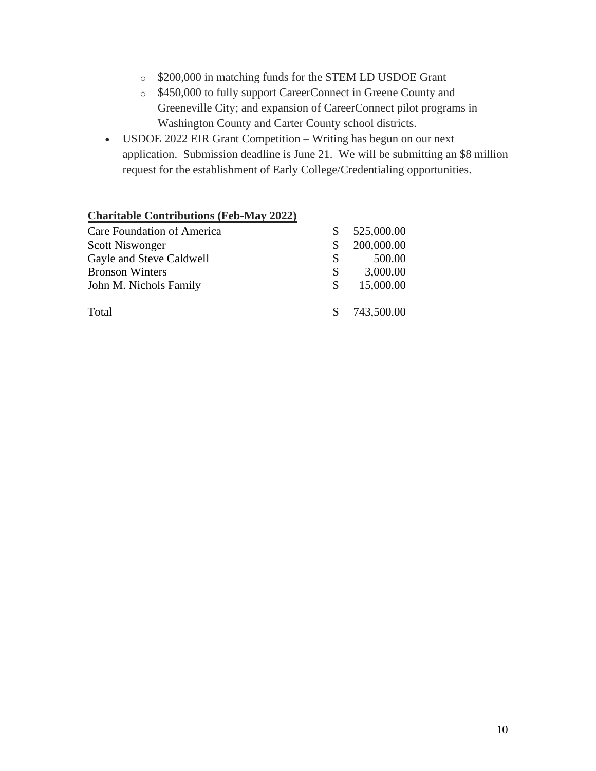- $200,000 in matching funds for the STEM LD USDOE Grant
  - $450,000 to fully support CareerConnect in Greene County and Greeneville City; and expansion of CareerConnect pilot programs in Washington County and Carter County school districts.
- USDOE 2022 EIR Grant Competition – Writing has begun on our next application. Submission deadline is June 21. We will be submitting an $8 million request for the establishment of Early College/Credentialing opportunities.

**Charitable Contributions (Feb-May 2022)**

| | | |
|---|---|---|
| Care Foundation of America | $ | 525,000.00 |
| Scott Niswonger | $ | 200,000.00 |
| Gayle and Steve Caldwell | $ | 500.00 |
| Bronson Winters | $ | 3,000.00 |
| John M. Nichols Family | $ | 15,000.00 |
| Total | $ | 743,500.00 |